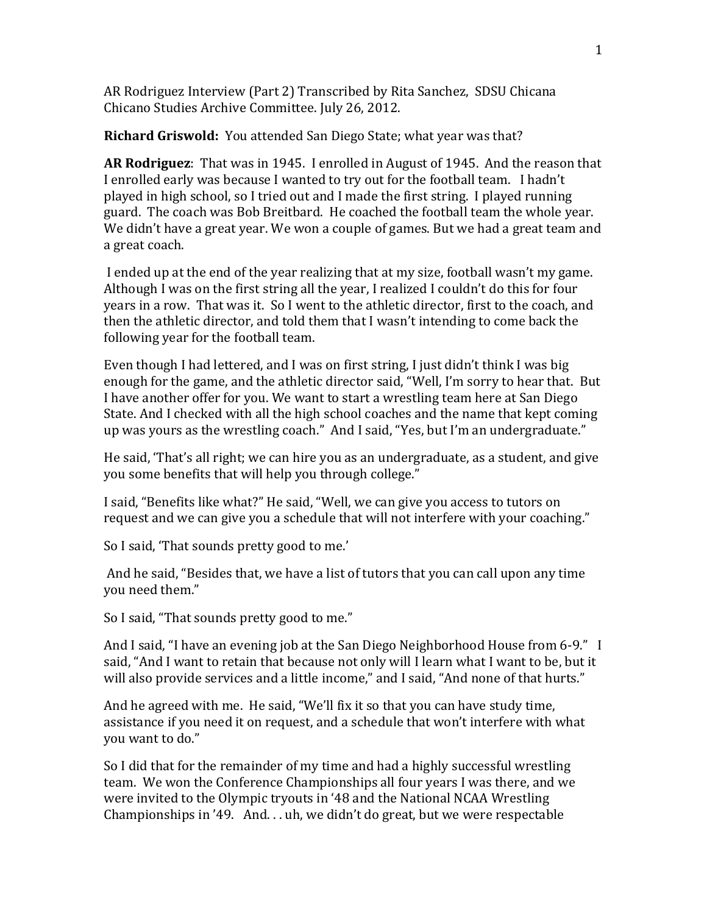AR Rodriguez Interview (Part 2) Transcribed by Rita Sanchez, SDSU Chicana Chicano Studies Archive Committee. July 26, 2012.

**Richard Griswold:** You attended San Diego State; what year was that?

**AR Rodriguez**: That was in 1945. I enrolled in August of 1945. And the reason that I enrolled early was because I wanted to try out for the football team. I hadn't played in high school, so I tried out and I made the first string. I played running guard. The coach was Bob Breitbard. He coached the football team the whole year. We didn't have a great year. We won a couple of games. But we had a great team and a great coach.

I ended up at the end of the year realizing that at my size, football wasn't my game. Although I was on the first string all the year, I realized I couldn't do this for four years in a row. That was it. So I went to the athletic director, first to the coach, and then the athletic director, and told them that I wasn't intending to come back the following year for the football team.

Even though I had lettered, and I was on first string, I just didn't think I was big enough for the game, and the athletic director said, "Well, I'm sorry to hear that. But I have another offer for you. We want to start a wrestling team here at San Diego State. And I checked with all the high school coaches and the name that kept coming up was yours as the wrestling coach." And I said, "Yes, but I'm an undergraduate."

He said, 'That's all right; we can hire you as an undergraduate, as a student, and give you some benefits that will help you through college."

I said, "Benefits like what?" He said, "Well, we can give you access to tutors on request and we can give you a schedule that will not interfere with your coaching."

So I said, 'That sounds pretty good to me.'

And he said, "Besides that, we have a list of tutors that you can call upon any time you need them."

So I said, "That sounds pretty good to me."

And I said, "I have an evening job at the San Diego Neighborhood House from 6-9." I said, "And I want to retain that because not only will I learn what I want to be, but it will also provide services and a little income," and I said, "And none of that hurts."

And he agreed with me. He said, "We'll fix it so that you can have study time, assistance if you need it on request, and a schedule that won't interfere with what you want to do."

So I did that for the remainder of my time and had a highly successful wrestling team. We won the Conference Championships all four years I was there, and we were invited to the Olympic tryouts in '48 and the National NCAA Wrestling Championships in '49. And. . . uh, we didn't do great, but we were respectable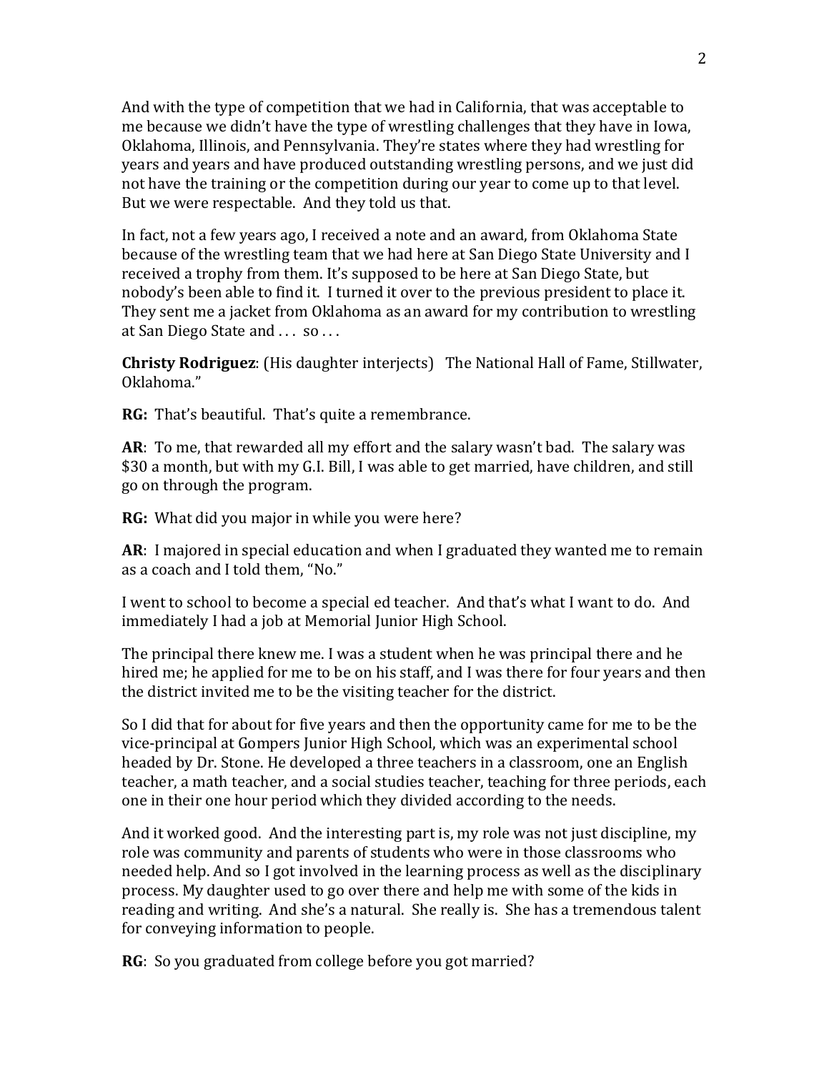And with the type of competition that we had in California, that was acceptable to me because we didn't have the type of wrestling challenges that they have in Iowa, Oklahoma, Illinois, and Pennsylvania. They're states where they had wrestling for years and years and have produced outstanding wrestling persons, and we just did not have the training or the competition during our year to come up to that level. But we were respectable. And they told us that.

In fact, not a few years ago, I received a note and an award, from Oklahoma State because of the wrestling team that we had here at San Diego State University and I received a trophy from them. It's supposed to be here at San Diego State, but nobody's been able to find it. I turned it over to the previous president to place it. They sent me a jacket from Oklahoma as an award for my contribution to wrestling at San Diego State and . . . so . . .

**Christy Rodriguez**: (His daughter interjects) The National Hall of Fame, Stillwater, Oklahoma."

**RG:** That's beautiful. That's quite a remembrance.

**AR**: To me, that rewarded all my effort and the salary wasn't bad. The salary was $30 a month, but with my G.I. Bill, I was able to get married, have children, and still go on through the program.

**RG:** What did you major in while you were here?

**AR**: I majored in special education and when I graduated they wanted me to remain as a coach and I told them, "No."

I went to school to become a special ed teacher. And that's what I want to do. And immediately I had a job at Memorial Junior High School.

The principal there knew me. I was a student when he was principal there and he hired me; he applied for me to be on his staff, and I was there for four years and then the district invited me to be the visiting teacher for the district.

So I did that for about for five years and then the opportunity came for me to be the vice-principal at Gompers Junior High School, which was an experimental school headed by Dr. Stone. He developed a three teachers in a classroom, one an English teacher, a math teacher, and a social studies teacher, teaching for three periods, each one in their one hour period which they divided according to the needs.

And it worked good. And the interesting part is, my role was not just discipline, my role was community and parents of students who were in those classrooms who needed help. And so I got involved in the learning process as well as the disciplinary process. My daughter used to go over there and help me with some of the kids in reading and writing. And she's a natural. She really is. She has a tremendous talent for conveying information to people.

**RG**: So you graduated from college before you got married?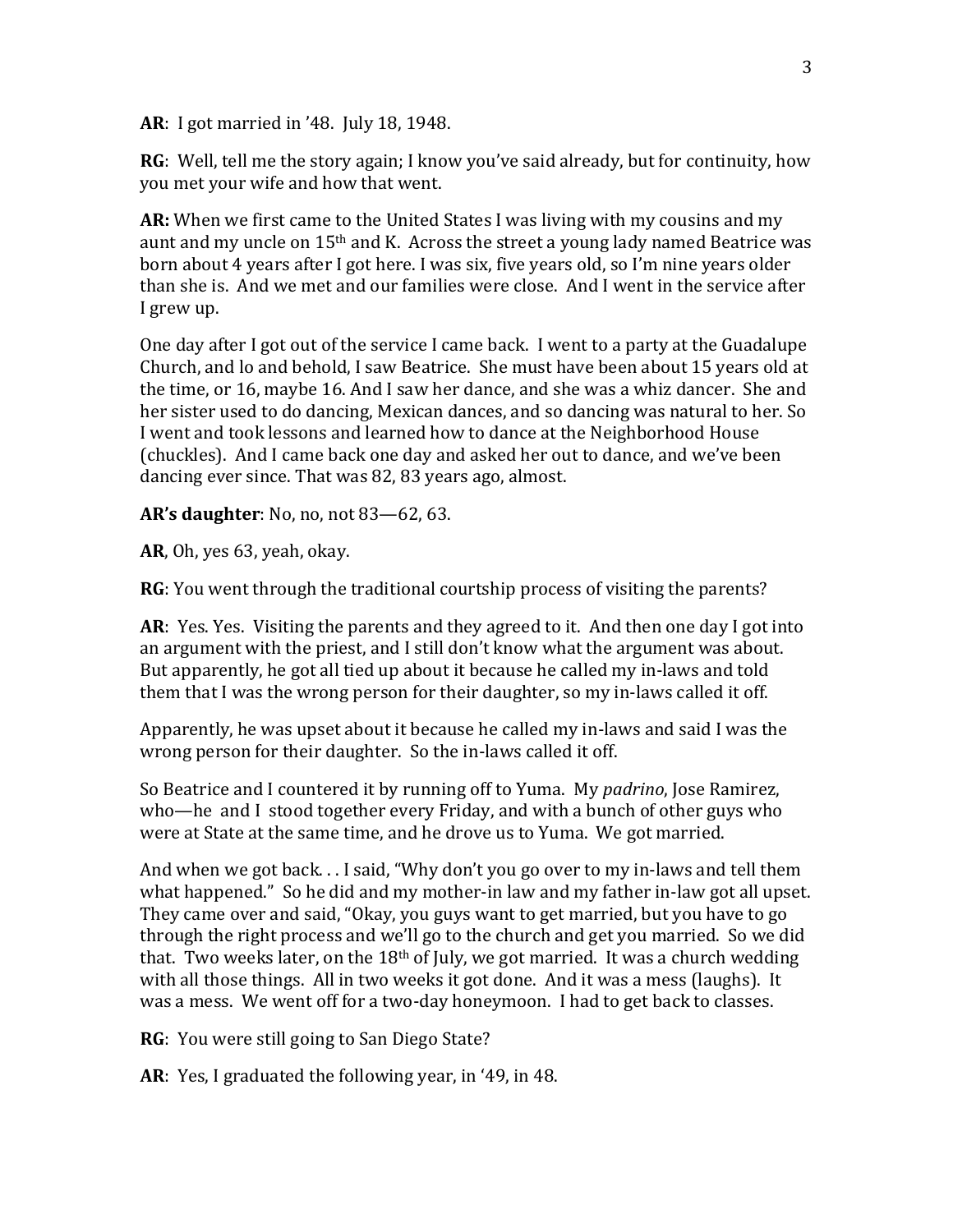**AR**: I got married in '48. July 18, 1948.

**RG**: Well, tell me the story again; I know you've said already, but for continuity, how you met your wife and how that went.

**AR:** When we first came to the United States I was living with my cousins and my aunt and my uncle on 15th and K. Across the street a young lady named Beatrice was born about 4 years after I got here. I was six, five years old, so I'm nine years older than she is. And we met and our families were close. And I went in the service after I grew up.

One day after I got out of the service I came back. I went to a party at the Guadalupe Church, and lo and behold, I saw Beatrice. She must have been about 15 years old at the time, or 16, maybe 16. And I saw her dance, and she was a whiz dancer. She and her sister used to do dancing, Mexican dances, and so dancing was natural to her. So I went and took lessons and learned how to dance at the Neighborhood House (chuckles). And I came back one day and asked her out to dance, and we've been dancing ever since. That was 82, 83 years ago, almost.

**AR's daughter**: No, no, not 83—62, 63.

**AR**, Oh, yes 63, yeah, okay.

**RG**: You went through the traditional courtship process of visiting the parents?

**AR**: Yes. Yes. Visiting the parents and they agreed to it. And then one day I got into an argument with the priest, and I still don't know what the argument was about. But apparently, he got all tied up about it because he called my in-laws and told them that I was the wrong person for their daughter, so my in-laws called it off.

Apparently, he was upset about it because he called my in-laws and said I was the wrong person for their daughter. So the in-laws called it off.

So Beatrice and I countered it by running off to Yuma. My *padrino*, Jose Ramirez, who—he and I stood together every Friday, and with a bunch of other guys who were at State at the same time, and he drove us to Yuma. We got married.

And when we got back. . . I said, "Why don't you go over to my in-laws and tell them what happened." So he did and my mother-in law and my father in-law got all upset. They came over and said, "Okay, you guys want to get married, but you have to go through the right process and we'll go to the church and get you married. So we did that. Two weeks later, on the 18th of July, we got married. It was a church wedding with all those things. All in two weeks it got done. And it was a mess (laughs). It was a mess. We went off for a two-day honeymoon. I had to get back to classes.

**RG**: You were still going to San Diego State?

**AR**: Yes, I graduated the following year, in '49, in 48.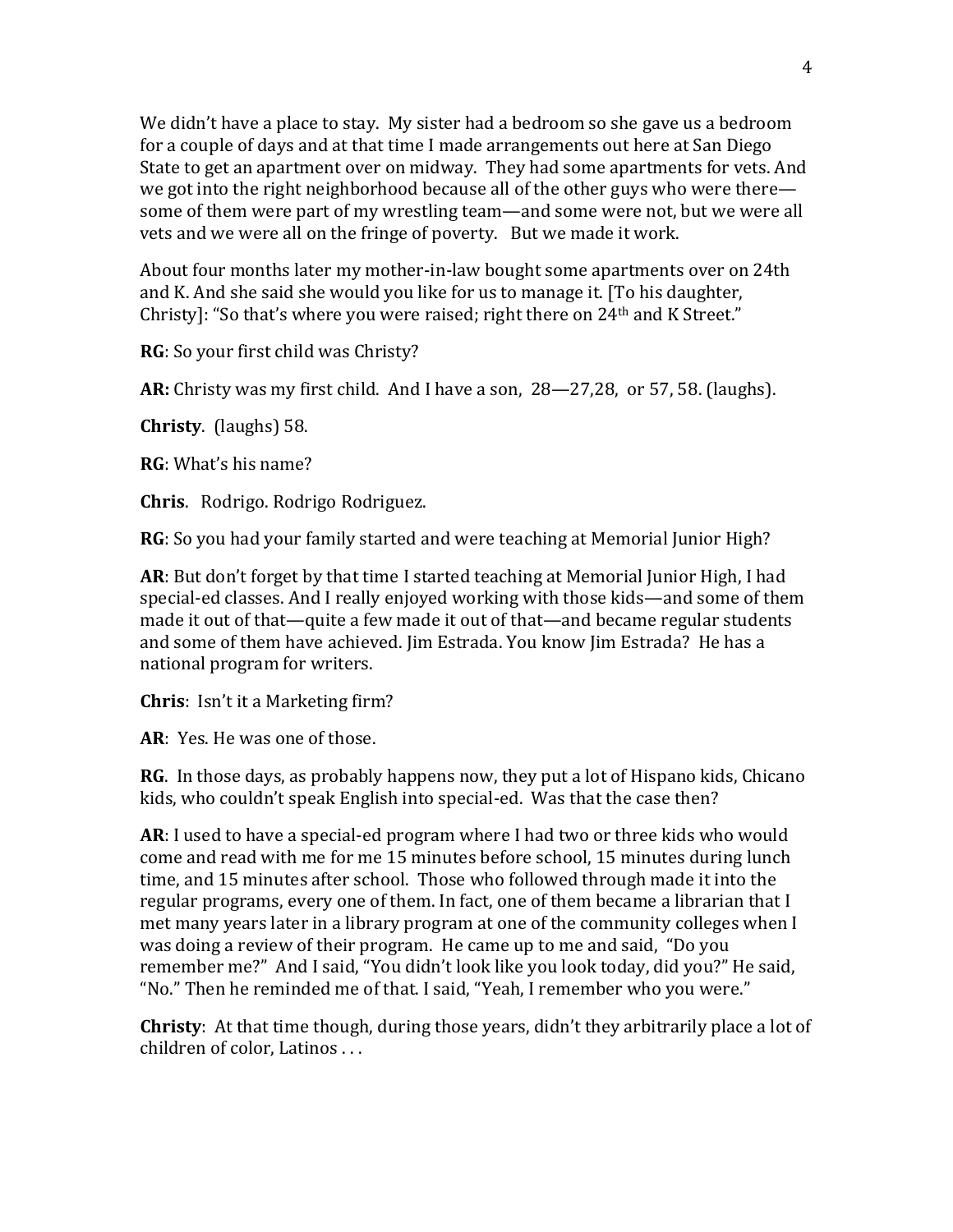We didn't have a place to stay. My sister had a bedroom so she gave us a bedroom for a couple of days and at that time I made arrangements out here at San Diego State to get an apartment over on midway. They had some apartments for vets. And we got into the right neighborhood because all of the other guys who were there—some of them were part of my wrestling team—and some were not, but we were all vets and we were all on the fringe of poverty. But we made it work.

About four months later my mother-in-law bought some apartments over on 24th and K. And she said she would you like for us to manage it. [To his daughter, Christy]: "So that's where you were raised; right there on 24th and K Street."

**RG**: So your first child was Christy?

**AR:** Christy was my first child. And I have a son, 28—27,28, or 57, 58. (laughs).

**Christy**. (laughs) 58.

**RG**: What's his name?

**Chris**. Rodrigo. Rodrigo Rodriguez.

**RG**: So you had your family started and were teaching at Memorial Junior High?

**AR**: But don't forget by that time I started teaching at Memorial Junior High, I had special-ed classes. And I really enjoyed working with those kids—and some of them made it out of that—quite a few made it out of that—and became regular students and some of them have achieved. Jim Estrada. You know Jim Estrada? He has a national program for writers.

**Chris**: Isn't it a Marketing firm?

**AR**: Yes. He was one of those.

**RG**. In those days, as probably happens now, they put a lot of Hispano kids, Chicano kids, who couldn't speak English into special-ed. Was that the case then?

**AR**: I used to have a special-ed program where I had two or three kids who would come and read with me for me 15 minutes before school, 15 minutes during lunch time, and 15 minutes after school. Those who followed through made it into the regular programs, every one of them. In fact, one of them became a librarian that I met many years later in a library program at one of the community colleges when I was doing a review of their program. He came up to me and said, "Do you remember me?" And I said, "You didn't look like you look today, did you?" He said, "No." Then he reminded me of that. I said, "Yeah, I remember who you were."

**Christy**: At that time though, during those years, didn't they arbitrarily place a lot of children of color, Latinos . . .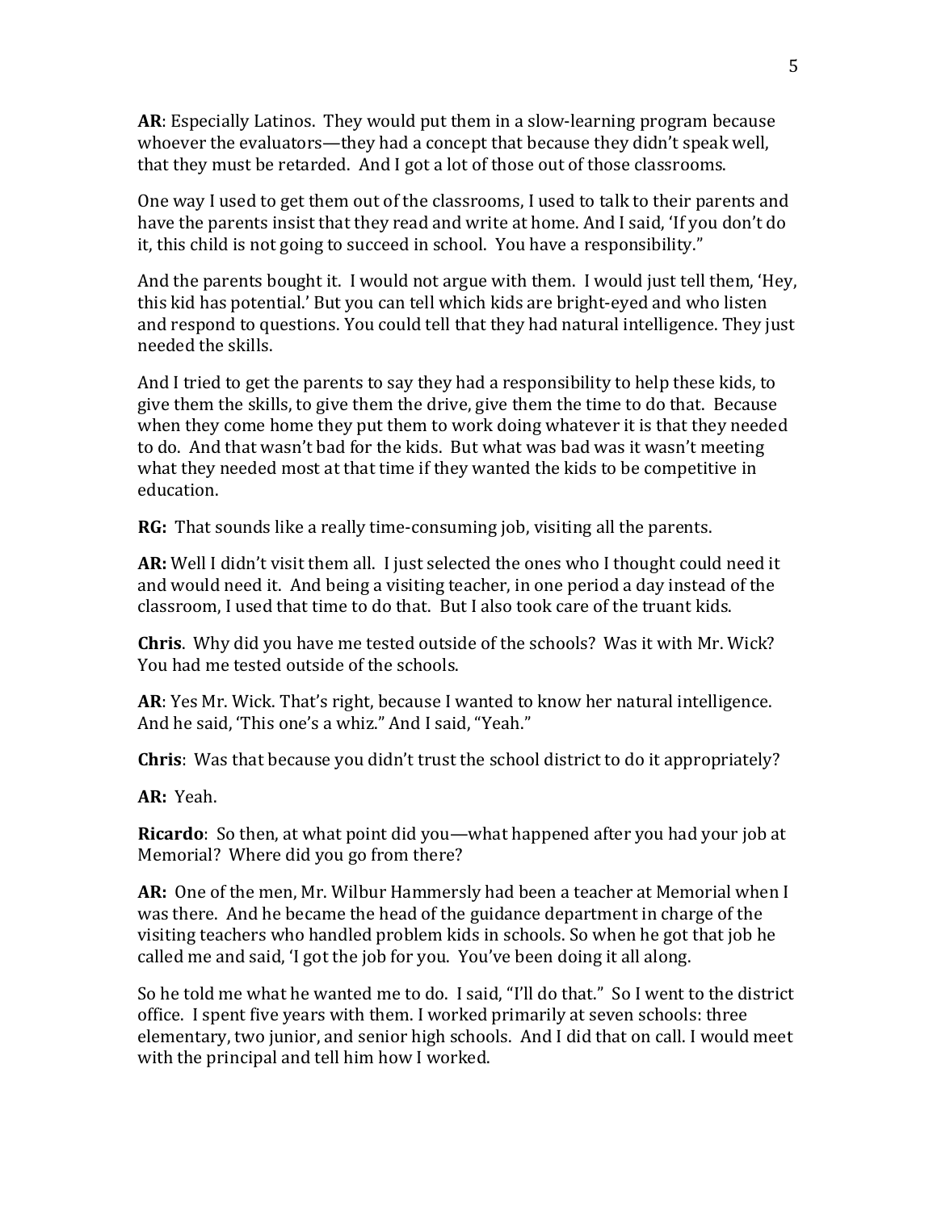**AR**: Especially Latinos. They would put them in a slow-learning program because whoever the evaluators—they had a concept that because they didn't speak well, that they must be retarded. And I got a lot of those out of those classrooms.

One way I used to get them out of the classrooms, I used to talk to their parents and have the parents insist that they read and write at home. And I said, 'If you don't do it, this child is not going to succeed in school. You have a responsibility."

And the parents bought it. I would not argue with them. I would just tell them, 'Hey, this kid has potential.' But you can tell which kids are bright-eyed and who listen and respond to questions. You could tell that they had natural intelligence. They just needed the skills.

And I tried to get the parents to say they had a responsibility to help these kids, to give them the skills, to give them the drive, give them the time to do that. Because when they come home they put them to work doing whatever it is that they needed to do. And that wasn't bad for the kids. But what was bad was it wasn't meeting what they needed most at that time if they wanted the kids to be competitive in education.

**RG:** That sounds like a really time-consuming job, visiting all the parents.

**AR:** Well I didn't visit them all. I just selected the ones who I thought could need it and would need it. And being a visiting teacher, in one period a day instead of the classroom, I used that time to do that. But I also took care of the truant kids.

**Chris**. Why did you have me tested outside of the schools? Was it with Mr. Wick? You had me tested outside of the schools.

**AR**: Yes Mr. Wick. That's right, because I wanted to know her natural intelligence. And he said, 'This one's a whiz." And I said, "Yeah."

**Chris**: Was that because you didn't trust the school district to do it appropriately?

**AR:** Yeah.

**Ricardo**: So then, at what point did you—what happened after you had your job at Memorial? Where did you go from there?

**AR:** One of the men, Mr. Wilbur Hammersly had been a teacher at Memorial when I was there. And he became the head of the guidance department in charge of the visiting teachers who handled problem kids in schools. So when he got that job he called me and said, 'I got the job for you. You've been doing it all along.

So he told me what he wanted me to do. I said, "I'll do that." So I went to the district office. I spent five years with them. I worked primarily at seven schools: three elementary, two junior, and senior high schools. And I did that on call. I would meet with the principal and tell him how I worked.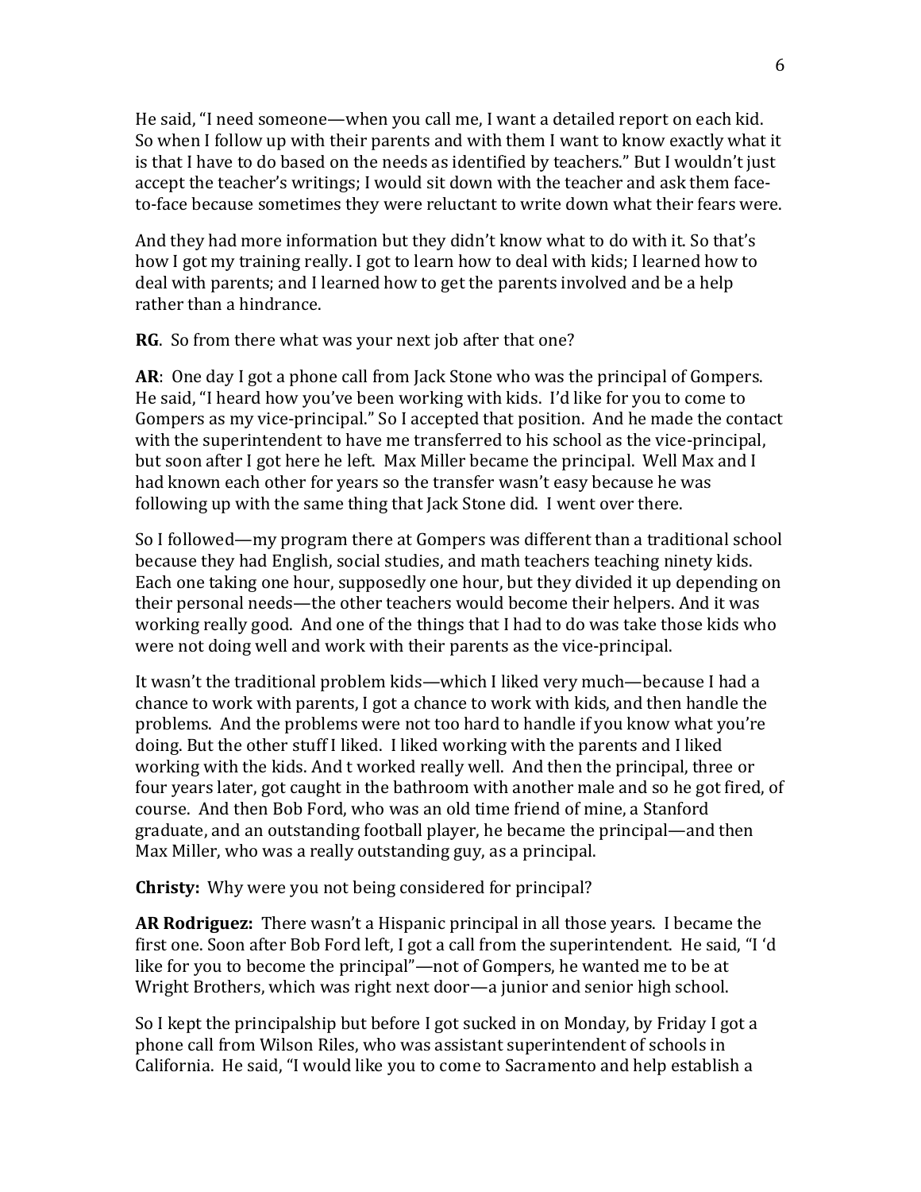He said, "I need someone—when you call me, I want a detailed report on each kid. So when I follow up with their parents and with them I want to know exactly what it is that I have to do based on the needs as identified by teachers." But I wouldn't just accept the teacher's writings; I would sit down with the teacher and ask them face-to-face because sometimes they were reluctant to write down what their fears were.

And they had more information but they didn't know what to do with it. So that's how I got my training really. I got to learn how to deal with kids; I learned how to deal with parents; and I learned how to get the parents involved and be a help rather than a hindrance.

**RG**. So from there what was your next job after that one?

**AR**: One day I got a phone call from Jack Stone who was the principal of Gompers. He said, "I heard how you've been working with kids. I'd like for you to come to Gompers as my vice-principal." So I accepted that position. And he made the contact with the superintendent to have me transferred to his school as the vice-principal, but soon after I got here he left. Max Miller became the principal. Well Max and I had known each other for years so the transfer wasn't easy because he was following up with the same thing that Jack Stone did. I went over there.

So I followed—my program there at Gompers was different than a traditional school because they had English, social studies, and math teachers teaching ninety kids. Each one taking one hour, supposedly one hour, but they divided it up depending on their personal needs—the other teachers would become their helpers. And it was working really good. And one of the things that I had to do was take those kids who were not doing well and work with their parents as the vice-principal.

It wasn't the traditional problem kids—which I liked very much—because I had a chance to work with parents, I got a chance to work with kids, and then handle the problems. And the problems were not too hard to handle if you know what you're doing. But the other stuff I liked. I liked working with the parents and I liked working with the kids. And t worked really well. And then the principal, three or four years later, got caught in the bathroom with another male and so he got fired, of course. And then Bob Ford, who was an old time friend of mine, a Stanford graduate, and an outstanding football player, he became the principal—and then Max Miller, who was a really outstanding guy, as a principal.

**Christy:** Why were you not being considered for principal?

**AR Rodriguez:** There wasn't a Hispanic principal in all those years. I became the first one. Soon after Bob Ford left, I got a call from the superintendent. He said, "I 'd like for you to become the principal"—not of Gompers, he wanted me to be at Wright Brothers, which was right next door—a junior and senior high school.

So I kept the principalship but before I got sucked in on Monday, by Friday I got a phone call from Wilson Riles, who was assistant superintendent of schools in California. He said, "I would like you to come to Sacramento and help establish a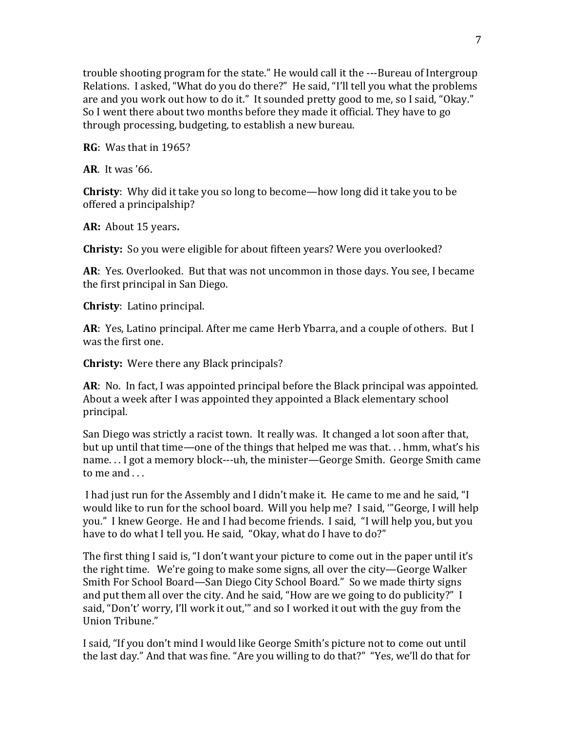trouble shooting program for the state." He would call it the ---Bureau of Intergroup Relations. I asked, "What do you do there?" He said, "I'll tell you what the problems are and you work out how to do it." It sounded pretty good to me, so I said, "Okay." So I went there about two months before they made it official. They have to go through processing, budgeting, to establish a new bureau.

**RG**: Was that in 1965?

**AR**. It was '66.

**Christy**: Why did it take you so long to become—how long did it take you to be offered a principalship?

**AR:** About 15 years**.**

**Christy:** So you were eligible for about fifteen years? Were you overlooked?

**AR**: Yes. Overlooked. But that was not uncommon in those days. You see, I became the first principal in San Diego.

**Christy**: Latino principal.

**AR**: Yes, Latino principal. After me came Herb Ybarra, and a couple of others. But I was the first one.

**Christy:** Were there any Black principals?

**AR**: No. In fact, I was appointed principal before the Black principal was appointed. About a week after I was appointed they appointed a Black elementary school principal.

San Diego was strictly a racist town. It really was. It changed a lot soon after that, but up until that time—one of the things that helped me was that. . . hmm, what's his name. . . I got a memory block---uh, the minister—George Smith. George Smith came to me and . . .

I had just run for the Assembly and I didn't make it. He came to me and he said, "I would like to run for the school board. Will you help me? I said, '"George, I will help you." I knew George. He and I had become friends. I said, "I will help you, but you have to do what I tell you. He said, "Okay, what do I have to do?"

The first thing I said is, "I don't want your picture to come out in the paper until it's the right time. We're going to make some signs, all over the city—George Walker Smith For School Board—San Diego City School Board." So we made thirty signs and put them all over the city. And he said, "How are we going to do publicity?" I said, "Don't' worry, I'll work it out,'" and so I worked it out with the guy from the Union Tribune."

I said, "If you don't mind I would like George Smith's picture not to come out until the last day." And that was fine. "Are you willing to do that?" "Yes, we'll do that for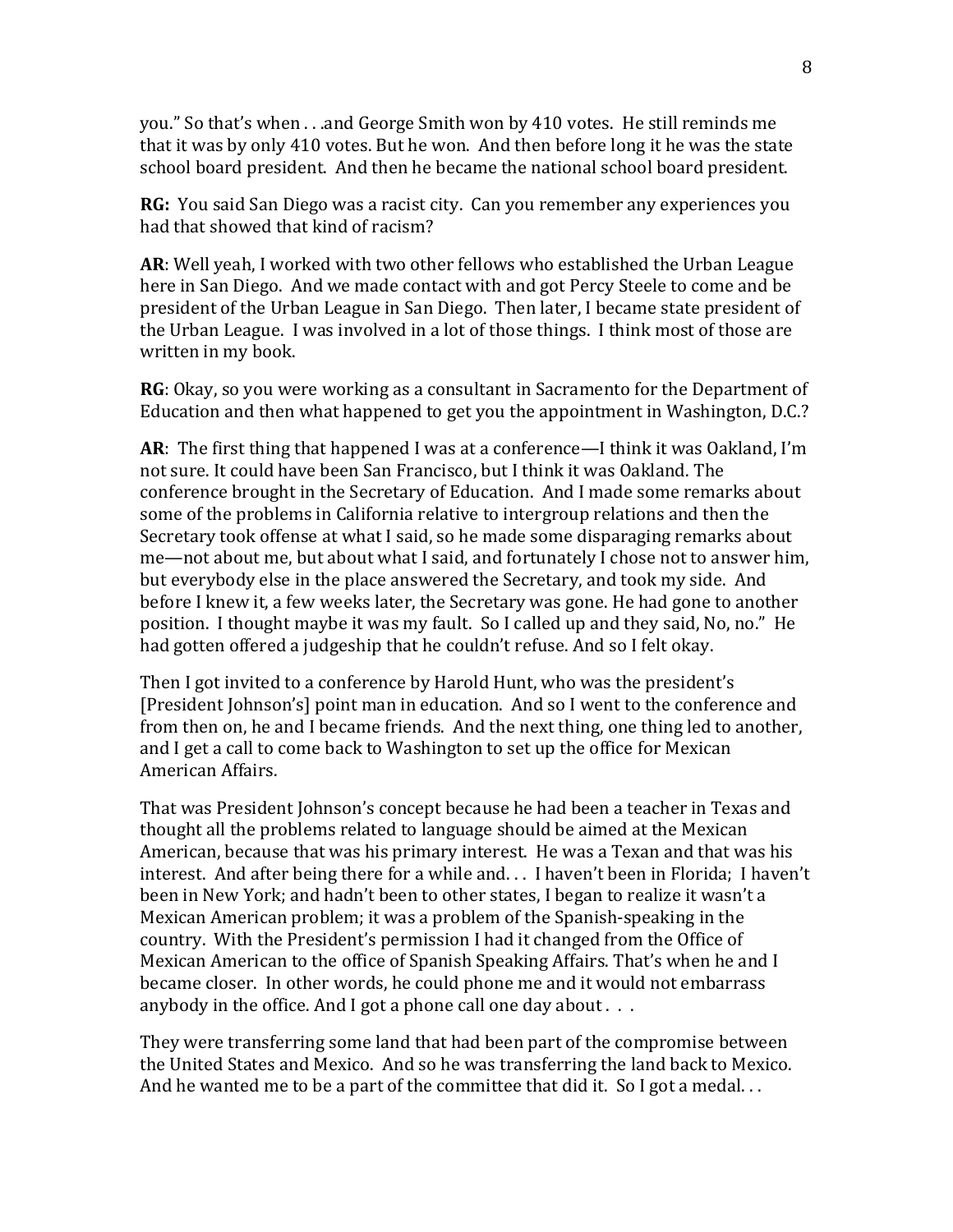you." So that's when . . .and George Smith won by 410 votes. He still reminds me that it was by only 410 votes. But he won. And then before long it he was the state school board president. And then he became the national school board president.

**RG:** You said San Diego was a racist city. Can you remember any experiences you had that showed that kind of racism?

**AR**: Well yeah, I worked with two other fellows who established the Urban League here in San Diego. And we made contact with and got Percy Steele to come and be president of the Urban League in San Diego. Then later, I became state president of the Urban League. I was involved in a lot of those things. I think most of those are written in my book.

**RG**: Okay, so you were working as a consultant in Sacramento for the Department of Education and then what happened to get you the appointment in Washington, D.C.?

**AR**: The first thing that happened I was at a conference—I think it was Oakland, I'm not sure. It could have been San Francisco, but I think it was Oakland. The conference brought in the Secretary of Education. And I made some remarks about some of the problems in California relative to intergroup relations and then the Secretary took offense at what I said, so he made some disparaging remarks about me—not about me, but about what I said, and fortunately I chose not to answer him, but everybody else in the place answered the Secretary, and took my side. And before I knew it, a few weeks later, the Secretary was gone. He had gone to another position. I thought maybe it was my fault. So I called up and they said, No, no." He had gotten offered a judgeship that he couldn't refuse. And so I felt okay.

Then I got invited to a conference by Harold Hunt, who was the president's [President Johnson's] point man in education. And so I went to the conference and from then on, he and I became friends. And the next thing, one thing led to another, and I get a call to come back to Washington to set up the office for Mexican American Affairs.

That was President Johnson's concept because he had been a teacher in Texas and thought all the problems related to language should be aimed at the Mexican American, because that was his primary interest. He was a Texan and that was his interest. And after being there for a while and. . . I haven't been in Florida; I haven't been in New York; and hadn't been to other states, I began to realize it wasn't a Mexican American problem; it was a problem of the Spanish-speaking in the country. With the President's permission I had it changed from the Office of Mexican American to the office of Spanish Speaking Affairs. That's when he and I became closer. In other words, he could phone me and it would not embarrass anybody in the office. And I got a phone call one day about . . .

They were transferring some land that had been part of the compromise between the United States and Mexico. And so he was transferring the land back to Mexico. And he wanted me to be a part of the committee that did it. So I got a medal. . .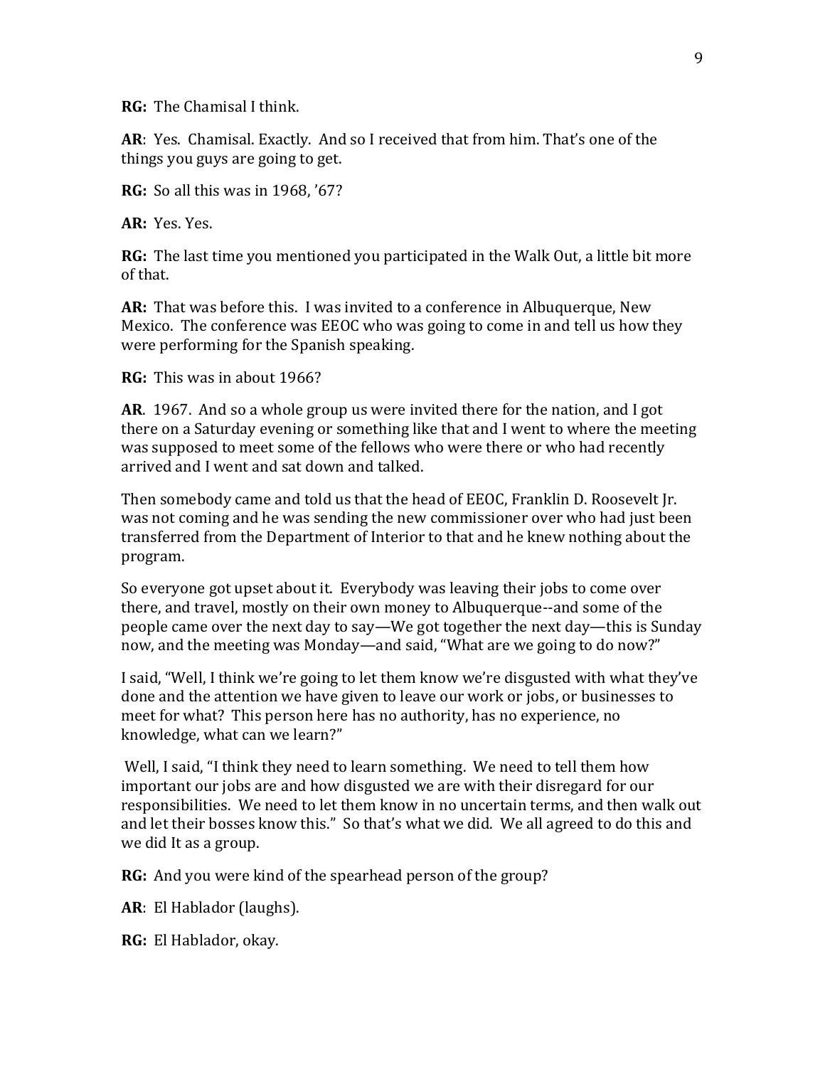**RG:** The Chamisal I think.

**AR**: Yes. Chamisal. Exactly. And so I received that from him. That's one of the things you guys are going to get.

**RG:** So all this was in 1968, '67?

**AR:** Yes. Yes.

**RG:** The last time you mentioned you participated in the Walk Out, a little bit more of that.

**AR:** That was before this. I was invited to a conference in Albuquerque, New Mexico. The conference was EEOC who was going to come in and tell us how they were performing for the Spanish speaking.

**RG:** This was in about 1966?

**AR**. 1967. And so a whole group us were invited there for the nation, and I got there on a Saturday evening or something like that and I went to where the meeting was supposed to meet some of the fellows who were there or who had recently arrived and I went and sat down and talked.

Then somebody came and told us that the head of EEOC, Franklin D. Roosevelt Jr. was not coming and he was sending the new commissioner over who had just been transferred from the Department of Interior to that and he knew nothing about the program.

So everyone got upset about it. Everybody was leaving their jobs to come over there, and travel, mostly on their own money to Albuquerque--and some of the people came over the next day to say—We got together the next day—this is Sunday now, and the meeting was Monday—and said, "What are we going to do now?"

I said, "Well, I think we're going to let them know we're disgusted with what they've done and the attention we have given to leave our work or jobs, or businesses to meet for what? This person here has no authority, has no experience, no knowledge, what can we learn?"

Well, I said, "I think they need to learn something. We need to tell them how important our jobs are and how disgusted we are with their disregard for our responsibilities. We need to let them know in no uncertain terms, and then walk out and let their bosses know this." So that's what we did. We all agreed to do this and we did It as a group.

**RG:** And you were kind of the spearhead person of the group?

**AR**: El Hablador (laughs).

**RG:** El Hablador, okay.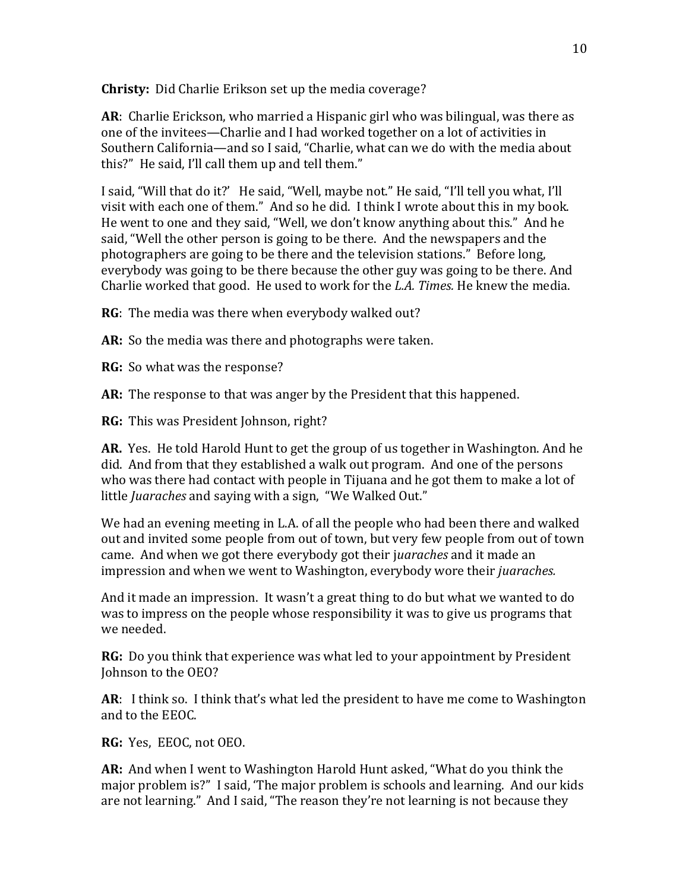**Christy:** Did Charlie Erikson set up the media coverage?

**AR**: Charlie Erickson, who married a Hispanic girl who was bilingual, was there as one of the invitees—Charlie and I had worked together on a lot of activities in Southern California—and so I said, "Charlie, what can we do with the media about this?" He said, I'll call them up and tell them."

I said, "Will that do it?' He said, "Well, maybe not." He said, "I'll tell you what, I'll visit with each one of them." And so he did. I think I wrote about this in my book. He went to one and they said, "Well, we don't know anything about this." And he said, "Well the other person is going to be there. And the newspapers and the photographers are going to be there and the television stations." Before long, everybody was going to be there because the other guy was going to be there. And Charlie worked that good. He used to work for the *L.A. Times.* He knew the media.

**RG**: The media was there when everybody walked out?

**AR:** So the media was there and photographs were taken.

**RG:** So what was the response?

**AR:** The response to that was anger by the President that this happened.

**RG:** This was President Johnson, right?

**AR.** Yes. He told Harold Hunt to get the group of us together in Washington. And he did. And from that they established a walk out program. And one of the persons who was there had contact with people in Tijuana and he got them to make a lot of little *Juaraches* and saying with a sign, "We Walked Out."

We had an evening meeting in L.A. of all the people who had been there and walked out and invited some people from out of town, but very few people from out of town came. And when we got there everybody got their j*uaraches* and it made an impression and when we went to Washington, everybody wore their *juaraches.*

And it made an impression. It wasn't a great thing to do but what we wanted to do was to impress on the people whose responsibility it was to give us programs that we needed.

**RG:** Do you think that experience was what led to your appointment by President Johnson to the OEO?

**AR**: I think so. I think that's what led the president to have me come to Washington and to the EEOC.

**RG:** Yes, EEOC, not OEO.

**AR:** And when I went to Washington Harold Hunt asked, "What do you think the major problem is?" I said, 'The major problem is schools and learning. And our kids are not learning." And I said, "The reason they're not learning is not because they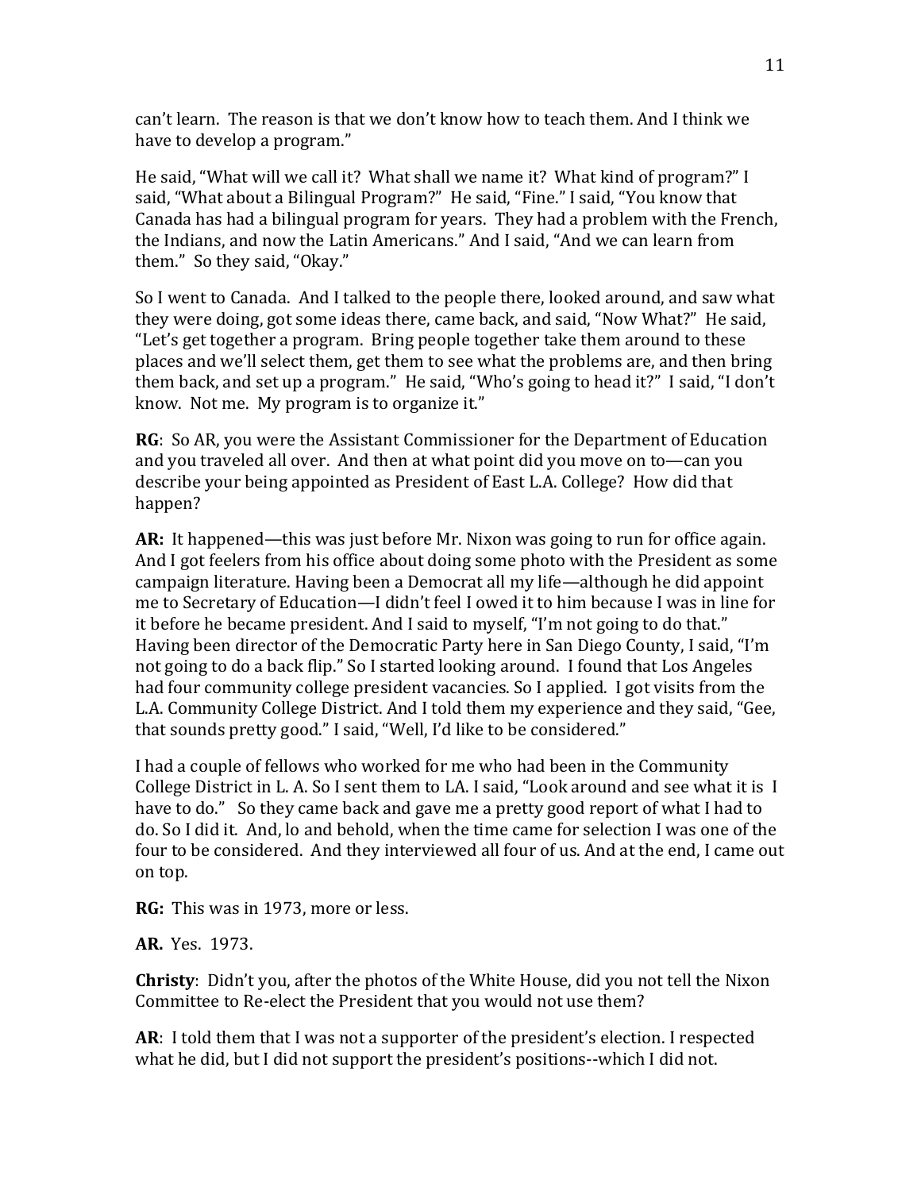can't learn. The reason is that we don't know how to teach them. And I think we have to develop a program."

He said, "What will we call it? What shall we name it? What kind of program?" I said, "What about a Bilingual Program?" He said, "Fine." I said, "You know that Canada has had a bilingual program for years. They had a problem with the French, the Indians, and now the Latin Americans." And I said, "And we can learn from them." So they said, "Okay."

So I went to Canada. And I talked to the people there, looked around, and saw what they were doing, got some ideas there, came back, and said, "Now What?" He said, "Let's get together a program. Bring people together take them around to these places and we'll select them, get them to see what the problems are, and then bring them back, and set up a program." He said, "Who's going to head it?" I said, "I don't know. Not me. My program is to organize it."

**RG**: So AR, you were the Assistant Commissioner for the Department of Education and you traveled all over. And then at what point did you move on to—can you describe your being appointed as President of East L.A. College? How did that happen?

**AR:** It happened—this was just before Mr. Nixon was going to run for office again. And I got feelers from his office about doing some photo with the President as some campaign literature. Having been a Democrat all my life—although he did appoint me to Secretary of Education—I didn't feel I owed it to him because I was in line for it before he became president. And I said to myself, "I'm not going to do that." Having been director of the Democratic Party here in San Diego County, I said, "I'm not going to do a back flip." So I started looking around. I found that Los Angeles had four community college president vacancies. So I applied. I got visits from the L.A. Community College District. And I told them my experience and they said, "Gee, that sounds pretty good." I said, "Well, I'd like to be considered."

I had a couple of fellows who worked for me who had been in the Community College District in L. A. So I sent them to LA. I said, "Look around and see what it is I have to do." So they came back and gave me a pretty good report of what I had to do. So I did it. And, lo and behold, when the time came for selection I was one of the four to be considered. And they interviewed all four of us. And at the end, I came out on top.

**RG:** This was in 1973, more or less.

**AR.** Yes. 1973.

**Christy**: Didn't you, after the photos of the White House, did you not tell the Nixon Committee to Re-elect the President that you would not use them?

**AR**: I told them that I was not a supporter of the president's election. I respected what he did, but I did not support the president's positions--which I did not.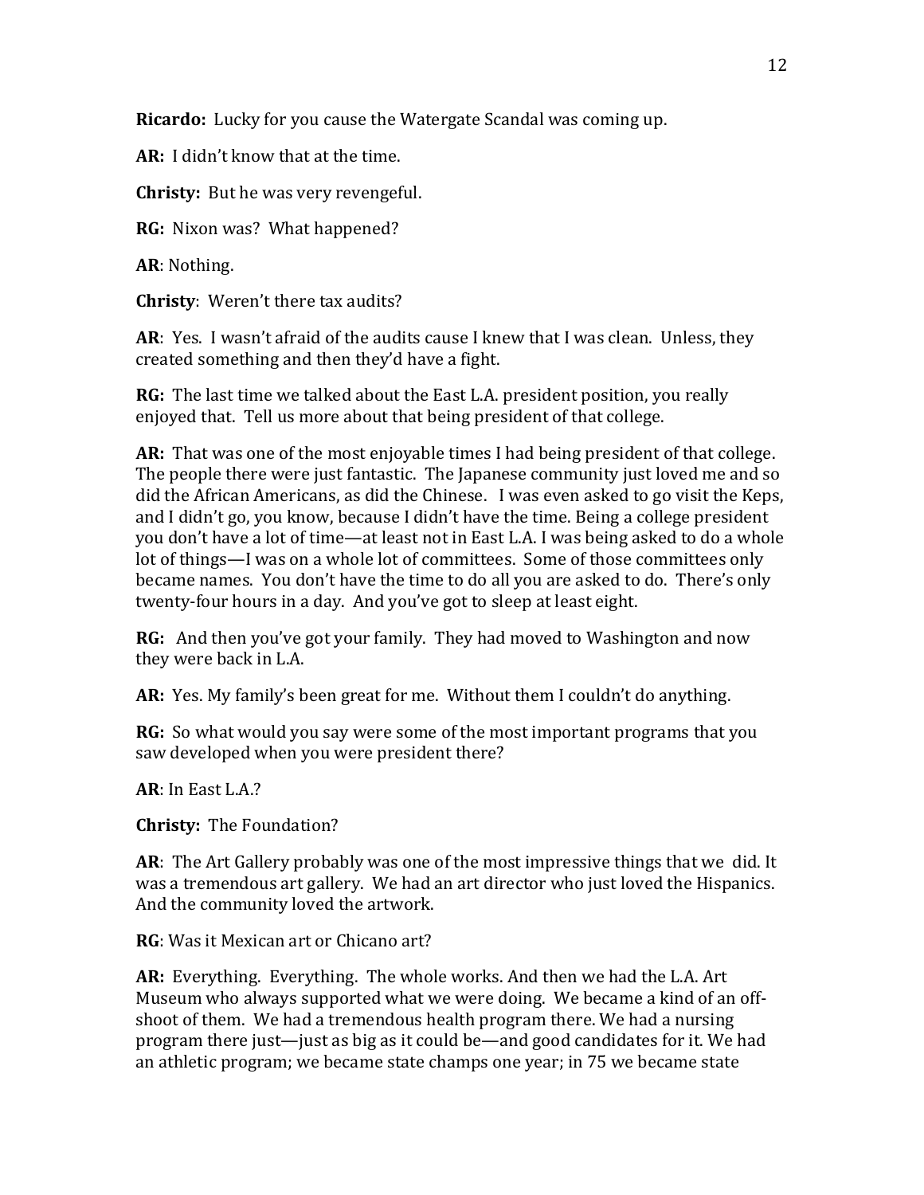**Ricardo:** Lucky for you cause the Watergate Scandal was coming up.

**AR:** I didn't know that at the time.

**Christy:** But he was very revengeful.

**RG:** Nixon was? What happened?

**AR**: Nothing.

**Christy**: Weren't there tax audits?

**AR**: Yes. I wasn't afraid of the audits cause I knew that I was clean. Unless, they created something and then they'd have a fight.

**RG:** The last time we talked about the East L.A. president position, you really enjoyed that. Tell us more about that being president of that college.

**AR:** That was one of the most enjoyable times I had being president of that college. The people there were just fantastic. The Japanese community just loved me and so did the African Americans, as did the Chinese. I was even asked to go visit the Keps, and I didn't go, you know, because I didn't have the time. Being a college president you don't have a lot of time—at least not in East L.A. I was being asked to do a whole lot of things—I was on a whole lot of committees. Some of those committees only became names. You don't have the time to do all you are asked to do. There's only twenty-four hours in a day. And you've got to sleep at least eight.

**RG:** And then you've got your family. They had moved to Washington and now they were back in L.A.

**AR:** Yes. My family's been great for me. Without them I couldn't do anything.

**RG:** So what would you say were some of the most important programs that you saw developed when you were president there?

**AR**: In East L.A.?

**Christy:** The Foundation?

**AR**: The Art Gallery probably was one of the most impressive things that we did. It was a tremendous art gallery. We had an art director who just loved the Hispanics. And the community loved the artwork.

**RG**: Was it Mexican art or Chicano art?

**AR:** Everything. Everything. The whole works. And then we had the L.A. Art Museum who always supported what we were doing. We became a kind of an off-shoot of them. We had a tremendous health program there. We had a nursing program there just—just as big as it could be—and good candidates for it. We had an athletic program; we became state champs one year; in 75 we became state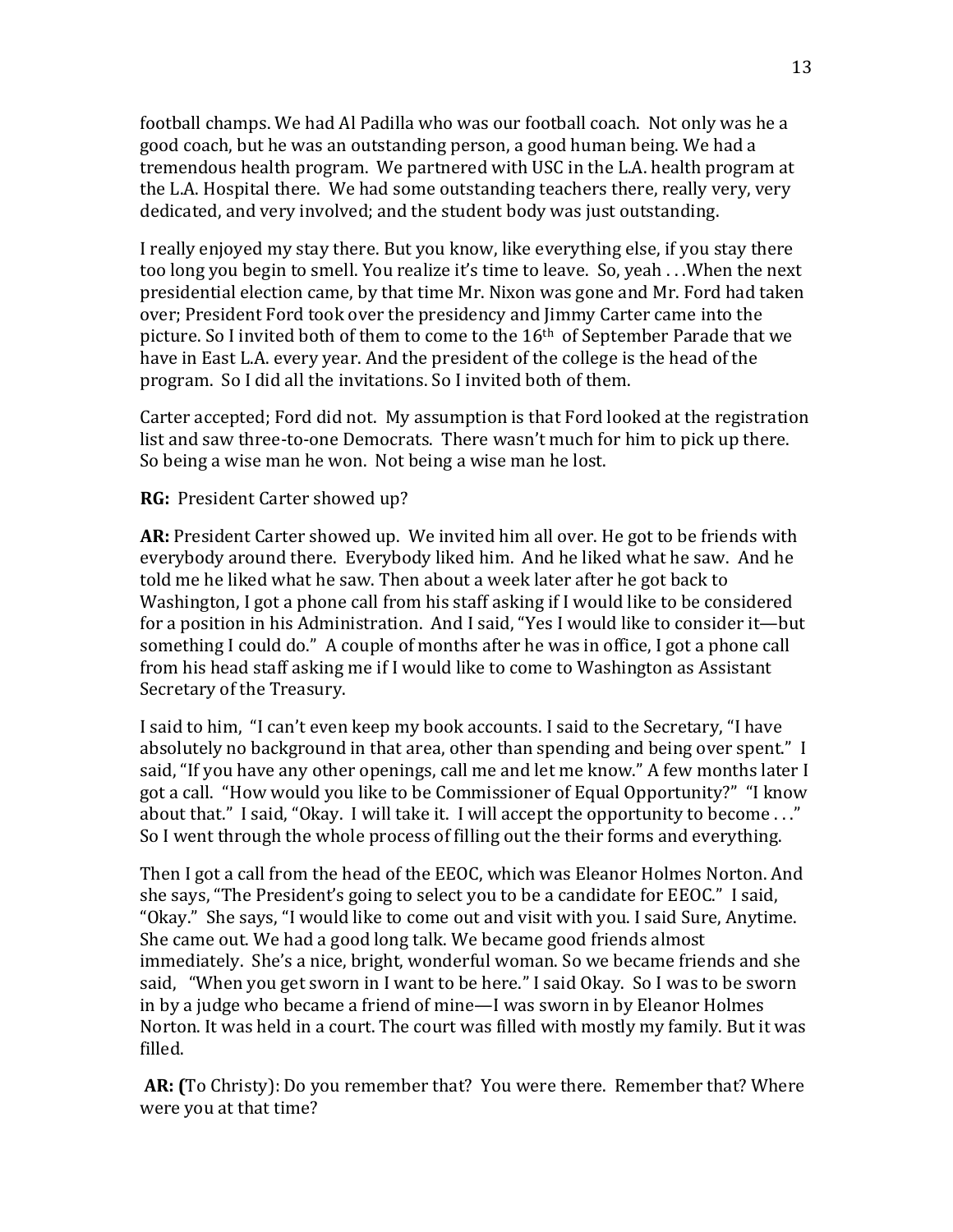football champs. We had Al Padilla who was our football coach. Not only was he a good coach, but he was an outstanding person, a good human being. We had a tremendous health program. We partnered with USC in the L.A. health program at the L.A. Hospital there. We had some outstanding teachers there, really very, very dedicated, and very involved; and the student body was just outstanding.

I really enjoyed my stay there. But you know, like everything else, if you stay there too long you begin to smell. You realize it's time to leave. So, yeah . . .When the next presidential election came, by that time Mr. Nixon was gone and Mr. Ford had taken over; President Ford took over the presidency and Jimmy Carter came into the picture. So I invited both of them to come to the 16th of September Parade that we have in East L.A. every year. And the president of the college is the head of the program. So I did all the invitations. So I invited both of them.

Carter accepted; Ford did not. My assumption is that Ford looked at the registration list and saw three-to-one Democrats. There wasn't much for him to pick up there. So being a wise man he won. Not being a wise man he lost.

**RG:** President Carter showed up?

**AR:** President Carter showed up. We invited him all over. He got to be friends with everybody around there. Everybody liked him. And he liked what he saw. And he told me he liked what he saw. Then about a week later after he got back to Washington, I got a phone call from his staff asking if I would like to be considered for a position in his Administration. And I said, "Yes I would like to consider it—but something I could do." A couple of months after he was in office, I got a phone call from his head staff asking me if I would like to come to Washington as Assistant Secretary of the Treasury.

I said to him, "I can't even keep my book accounts. I said to the Secretary, "I have absolutely no background in that area, other than spending and being over spent." I said, "If you have any other openings, call me and let me know." A few months later I got a call. "How would you like to be Commissioner of Equal Opportunity?" "I know about that." I said, "Okay. I will take it. I will accept the opportunity to become . . ." So I went through the whole process of filling out the their forms and everything.

Then I got a call from the head of the EEOC, which was Eleanor Holmes Norton. And she says, "The President's going to select you to be a candidate for EEOC." I said, "Okay." She says, "I would like to come out and visit with you. I said Sure, Anytime. She came out. We had a good long talk. We became good friends almost immediately. She's a nice, bright, wonderful woman. So we became friends and she said, "When you get sworn in I want to be here." I said Okay. So I was to be sworn in by a judge who became a friend of mine—I was sworn in by Eleanor Holmes Norton. It was held in a court. The court was filled with mostly my family. But it was filled.

**AR: (**To Christy): Do you remember that? You were there. Remember that? Where were you at that time?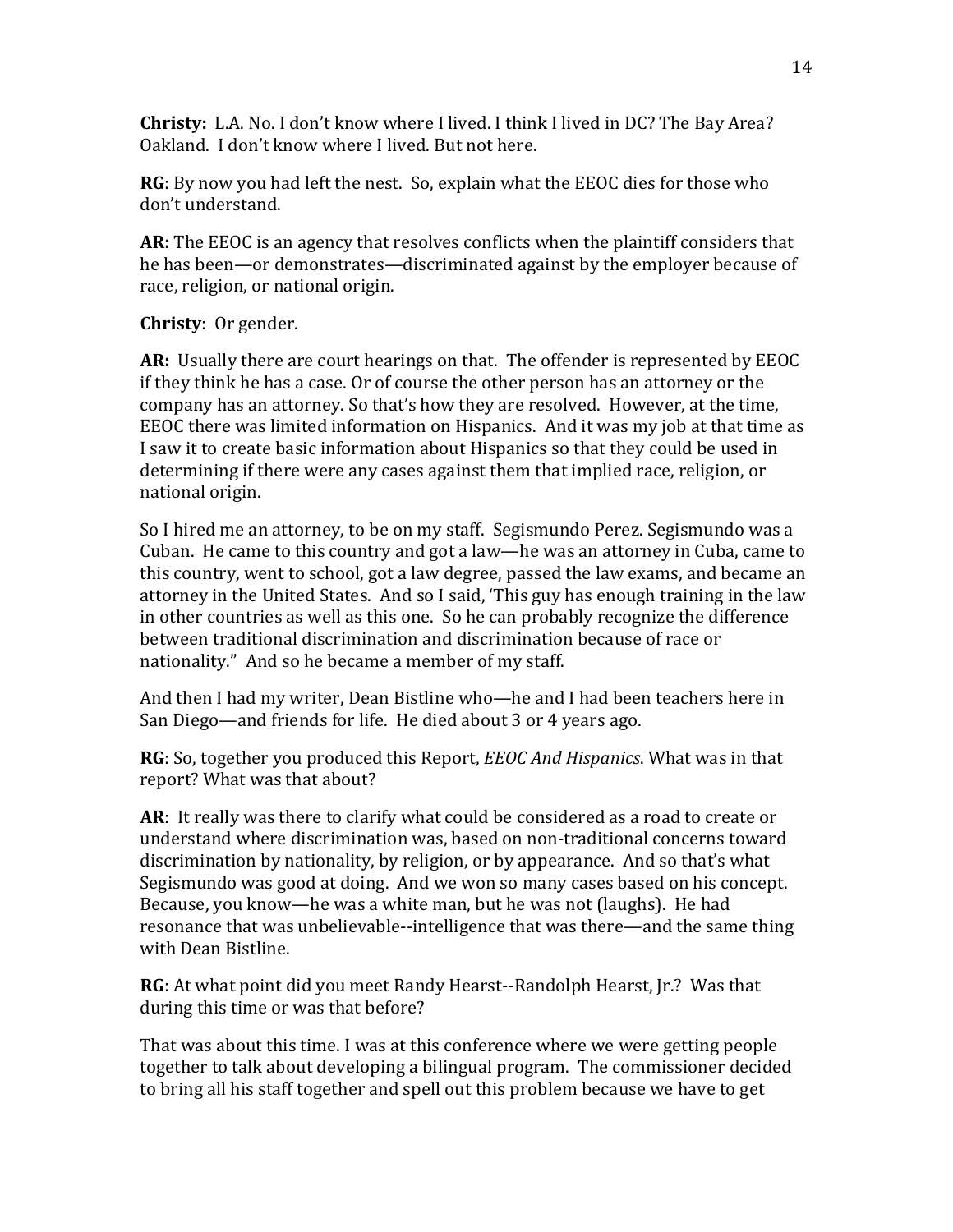**Christy:** L.A. No. I don't know where I lived. I think I lived in DC? The Bay Area? Oakland. I don't know where I lived. But not here.

**RG**: By now you had left the nest. So, explain what the EEOC dies for those who don't understand.

**AR:** The EEOC is an agency that resolves conflicts when the plaintiff considers that he has been—or demonstrates—discriminated against by the employer because of race, religion, or national origin.

**Christy**: Or gender.

**AR:** Usually there are court hearings on that. The offender is represented by EEOC if they think he has a case. Or of course the other person has an attorney or the company has an attorney. So that's how they are resolved. However, at the time, EEOC there was limited information on Hispanics. And it was my job at that time as I saw it to create basic information about Hispanics so that they could be used in determining if there were any cases against them that implied race, religion, or national origin.

So I hired me an attorney, to be on my staff. Segismundo Perez. Segismundo was a Cuban. He came to this country and got a law—he was an attorney in Cuba, came to this country, went to school, got a law degree, passed the law exams, and became an attorney in the United States. And so I said, 'This guy has enough training in the law in other countries as well as this one. So he can probably recognize the difference between traditional discrimination and discrimination because of race or nationality." And so he became a member of my staff.

And then I had my writer, Dean Bistline who—he and I had been teachers here in San Diego—and friends for life. He died about 3 or 4 years ago.

**RG**: So, together you produced this Report, *EEOC And Hispanics*. What was in that report? What was that about?

**AR**: It really was there to clarify what could be considered as a road to create or understand where discrimination was, based on non-traditional concerns toward discrimination by nationality, by religion, or by appearance. And so that's what Segismundo was good at doing. And we won so many cases based on his concept. Because, you know—he was a white man, but he was not (laughs). He had resonance that was unbelievable--intelligence that was there—and the same thing with Dean Bistline.

**RG**: At what point did you meet Randy Hearst--Randolph Hearst, Jr.? Was that during this time or was that before?

That was about this time. I was at this conference where we were getting people together to talk about developing a bilingual program. The commissioner decided to bring all his staff together and spell out this problem because we have to get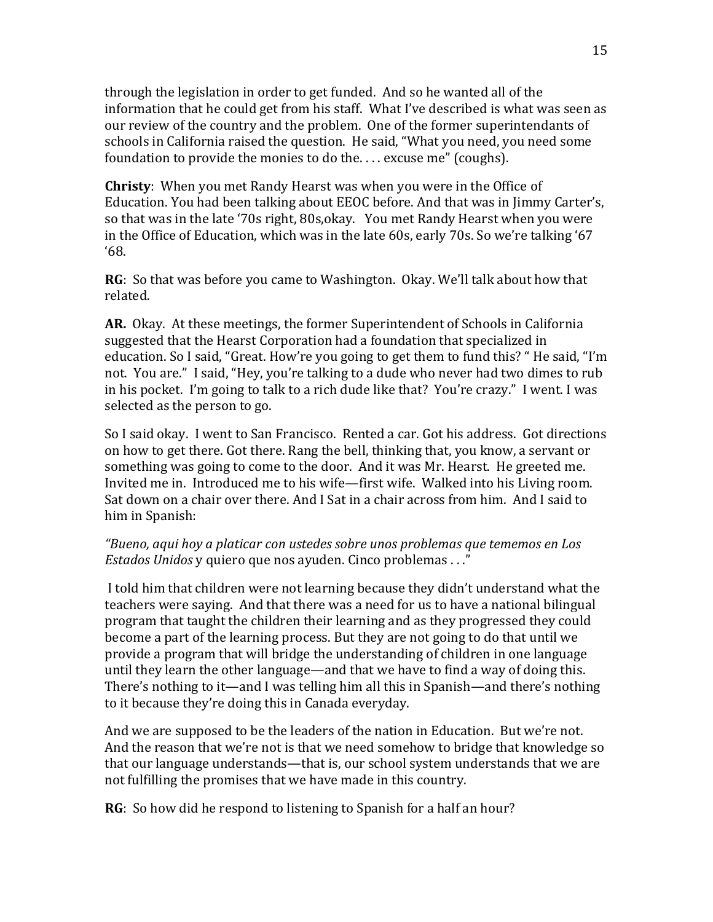through the legislation in order to get funded. And so he wanted all of the information that he could get from his staff. What I've described is what was seen as our review of the country and the problem. One of the former superintendants of schools in California raised the question. He said, "What you need, you need some foundation to provide the monies to do the. . . . excuse me" (coughs).

**Christy**: When you met Randy Hearst was when you were in the Office of Education. You had been talking about EEOC before. And that was in Jimmy Carter's, so that was in the late '70s right, 80s,okay. You met Randy Hearst when you were in the Office of Education, which was in the late 60s, early 70s. So we're talking '67 '68.

**RG**: So that was before you came to Washington. Okay. We'll talk about how that related.

**AR.** Okay. At these meetings, the former Superintendent of Schools in California suggested that the Hearst Corporation had a foundation that specialized in education. So I said, "Great. How're you going to get them to fund this? " He said, "I'm not. You are." I said, "Hey, you're talking to a dude who never had two dimes to rub in his pocket. I'm going to talk to a rich dude like that? You're crazy." I went. I was selected as the person to go.

So I said okay. I went to San Francisco. Rented a car. Got his address. Got directions on how to get there. Got there. Rang the bell, thinking that, you know, a servant or something was going to come to the door. And it was Mr. Hearst. He greeted me. Invited me in. Introduced me to his wife—first wife. Walked into his Living room. Sat down on a chair over there. And I Sat in a chair across from him. And I said to him in Spanish:

*"Bueno, aqui hoy a platicar con ustedes sobre unos problemas que tememos en Los Estados Unidos* y quiero que nos ayuden. Cinco problemas . . ."

I told him that children were not learning because they didn't understand what the teachers were saying. And that there was a need for us to have a national bilingual program that taught the children their learning and as they progressed they could become a part of the learning process. But they are not going to do that until we provide a program that will bridge the understanding of children in one language until they learn the other language—and that we have to find a way of doing this. There's nothing to it—and I was telling him all this in Spanish—and there's nothing to it because they're doing this in Canada everyday.

And we are supposed to be the leaders of the nation in Education. But we're not. And the reason that we're not is that we need somehow to bridge that knowledge so that our language understands—that is, our school system understands that we are not fulfilling the promises that we have made in this country.

**RG**: So how did he respond to listening to Spanish for a half an hour?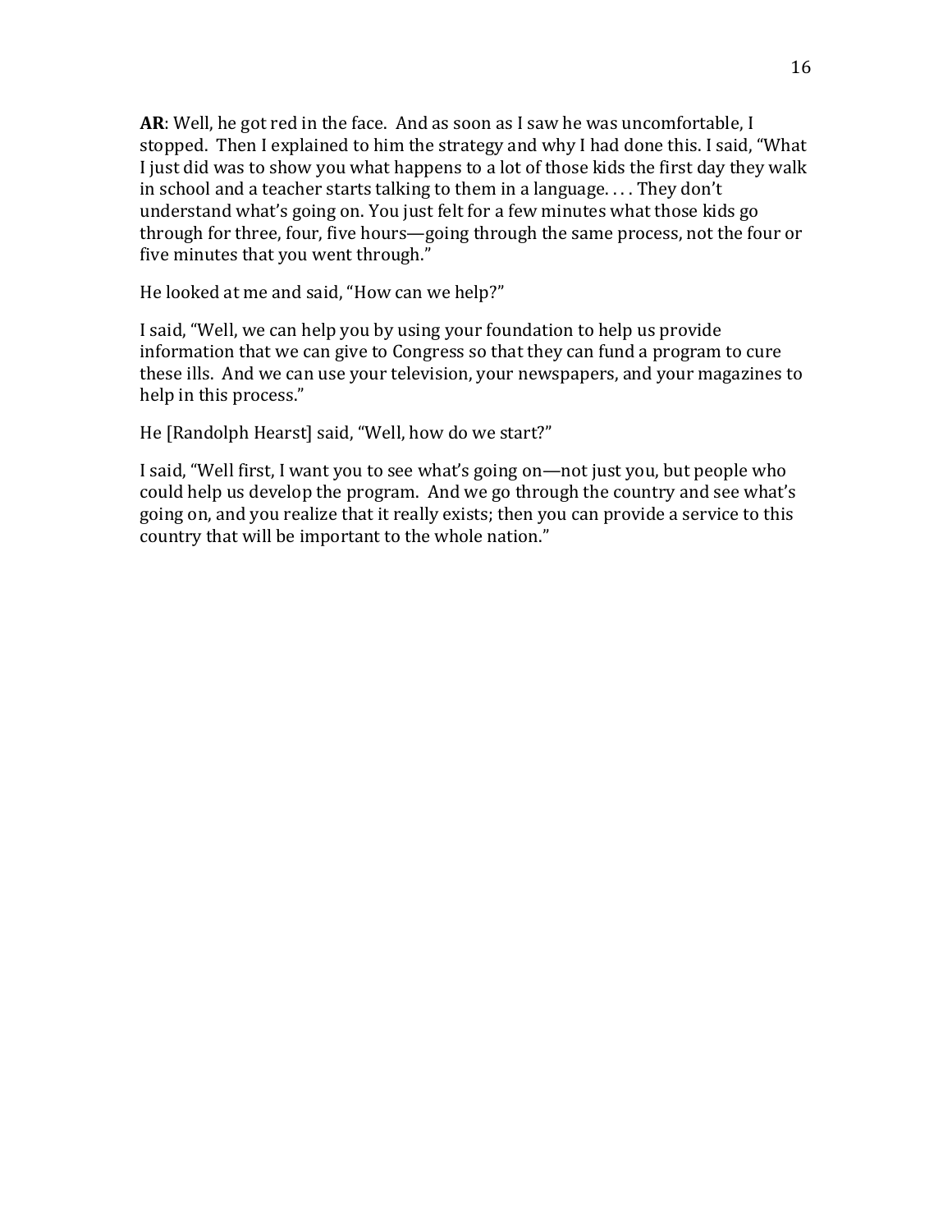**AR**: Well, he got red in the face. And as soon as I saw he was uncomfortable, I stopped. Then I explained to him the strategy and why I had done this. I said, "What I just did was to show you what happens to a lot of those kids the first day they walk in school and a teacher starts talking to them in a language. . . . They don't understand what's going on. You just felt for a few minutes what those kids go through for three, four, five hours—going through the same process, not the four or five minutes that you went through."

He looked at me and said, "How can we help?"

I said, "Well, we can help you by using your foundation to help us provide information that we can give to Congress so that they can fund a program to cure these ills. And we can use your television, your newspapers, and your magazines to help in this process."

He [Randolph Hearst] said, "Well, how do we start?"

I said, "Well first, I want you to see what's going on—not just you, but people who could help us develop the program. And we go through the country and see what's going on, and you realize that it really exists; then you can provide a service to this country that will be important to the whole nation."